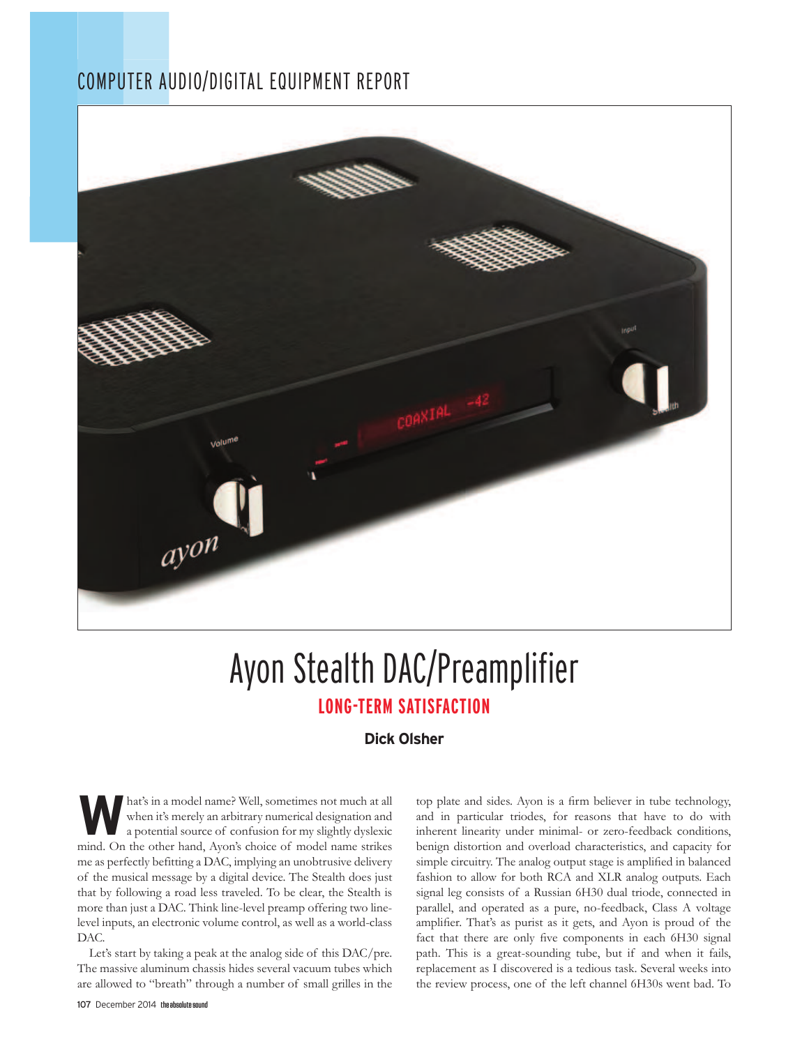COMPUTER AUDIO/DIGITAL EQUIPMENT REPORT

# Ayon Stealth DAC/Preamplifier

## LONG-TERM SATISFACTION

**Dick Olsher**

What's in a model name? Well, sometimes not much at all when it's merely an arbitrary numerical designation and a potential source of confusion for my slightly dyslexic mind. On the other hand, Ayon's choice of model name strikes me as perfectly befitting a DAC, implying an unobtrusive delivery of the musical message by a digital device. The Stealth does just that by following a road less traveled. To be clear, the Stealth is more than just a DAC. Think line-level preamp offering two line-level inputs, an electronic volume control, as well as a world-class DAC.

Let's start by taking a peak at the analog side of this DAC/pre. The massive aluminum chassis hides several vacuum tubes which are allowed to "breath" through a number of small grilles in the top plate and sides. Ayon is a firm believer in tube technology, and in particular triodes, for reasons that have to do with inherent linearity under minimal- or zero-feedback conditions, benign distortion and overload characteristics, and capacity for simple circuitry. The analog output stage is amplified in balanced fashion to allow for both RCA and XLR analog outputs. Each signal leg consists of a Russian 6H30 dual triode, connected in parallel, and operated as a pure, no-feedback, Class A voltage amplifier. That's as purist as it gets, and Ayon is proud of the fact that there are only five components in each 6H30 signal path. This is a great-sounding tube, but if and when it fails, replacement as I discovered is a tedious task. Several weeks into the review process, one of the left channel 6H30s went bad. To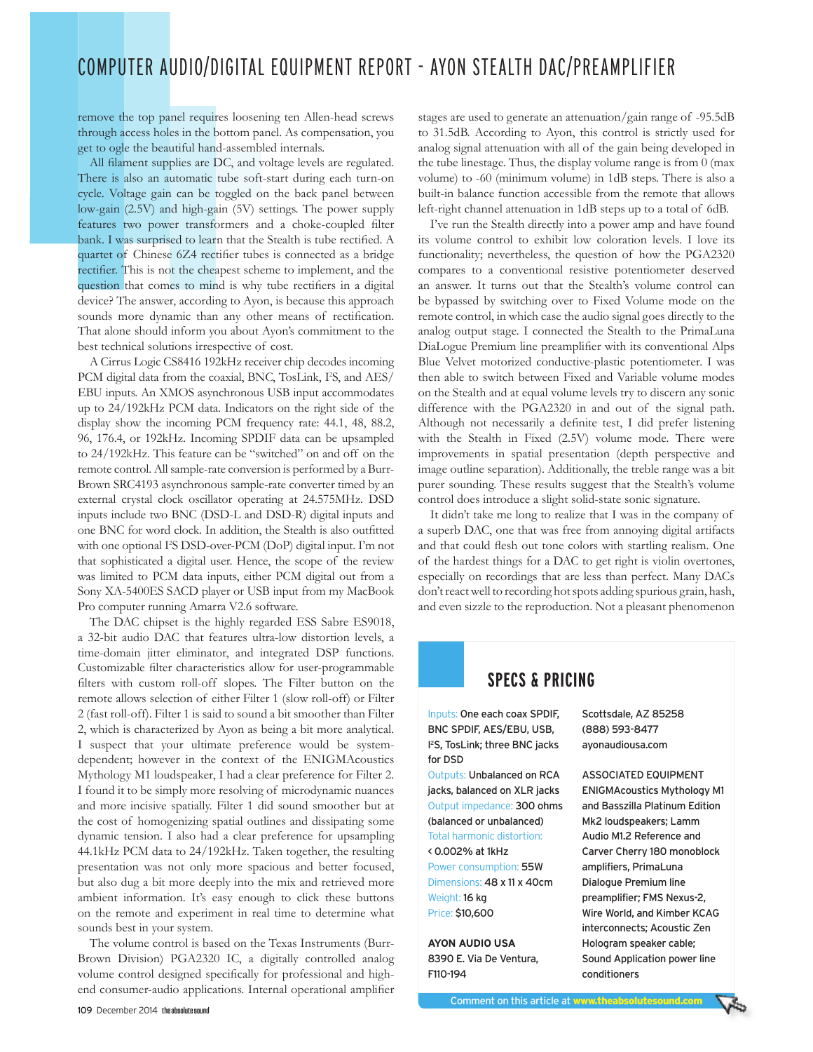remove the top panel requires loosening ten Allen-head screws through access holes in the bottom panel. As compensation, you get to ogle the beautiful hand-assembled internals.

All filament supplies are DC, and voltage levels are regulated. There is also an automatic tube soft-start during each turn-on cycle. Voltage gain can be toggled on the back panel between low-gain (2.5V) and high-gain (5V) settings. The power supply features two power transformers and a choke-coupled filter bank. I was surprised to learn that the Stealth is tube rectified. A quartet of Chinese 6Z4 rectifier tubes is connected as a bridge rectifier. This is not the cheapest scheme to implement, and the question that comes to mind is why tube rectifiers in a digital device? The answer, according to Ayon, is because this approach sounds more dynamic than any other means of rectification. That alone should inform you about Ayon's commitment to the best technical solutions irrespective of cost.

A Cirrus Logic CS8416 192kHz receiver chip decodes incoming PCM digital data from the coaxial, BNC, TosLink, I²S, and AES/EBU inputs. An XMOS asynchronous USB input accommodates up to 24/192kHz PCM data. Indicators on the right side of the display show the incoming PCM frequency rate: 44.1, 48, 88.2, 96, 176.4, or 192kHz. Incoming SPDIF data can be upsampled to 24/192kHz. This feature can be "switched" on and off on the remote control. All sample-rate conversion is performed by a Burr-Brown SRC4193 asynchronous sample-rate converter timed by an external crystal clock oscillator operating at 24.575MHz. DSD inputs include two BNC (DSD-L and DSD-R) digital inputs and one BNC for word clock. In addition, the Stealth is also outfitted with one optional I²S DSD-over-PCM (DoP) digital input. I'm not that sophisticated a digital user. Hence, the scope of the review was limited to PCM data inputs, either PCM digital out from a Sony XA-5400ES SACD player or USB input from my MacBook Pro computer running Amarra V2.6 software.

The DAC chipset is the highly regarded ESS Sabre ES9018, a 32-bit audio DAC that features ultra-low distortion levels, a time-domain jitter eliminator, and integrated DSP functions. Customizable filter characteristics allow for user-programmable filters with custom roll-off slopes. The Filter button on the remote allows selection of either Filter 1 (slow roll-off) or Filter 2 (fast roll-off). Filter 1 is said to sound a bit smoother than Filter 2, which is characterized by Ayon as being a bit more analytical. I suspect that your ultimate preference would be system-dependent; however in the context of the ENIGMAcoustics Mythology M1 loudspeaker, I had a clear preference for Filter 2. I found it to be simply more resolving of microdynamic nuances and more incisive spatially. Filter 1 did sound smoother but at the cost of homogenizing spatial outlines and dissipating some dynamic tension. I also had a clear preference for upsampling 44.1kHz PCM data to 24/192kHz. Taken together, the resulting presentation was not only more spacious and better focused, but also dug a bit more deeply into the mix and retrieved more ambient information. It's easy enough to click these buttons on the remote and experiment in real time to determine what sounds best in your system.

The volume control is based on the Texas Instruments (Burr-Brown Division) PGA2320 IC, a digitally controlled analog volume control designed specifically for professional and high-end consumer-audio applications. Internal operational amplifier stages are used to generate an attenuation/gain range of -95.5dB to 31.5dB. According to Ayon, this control is strictly used for analog signal attenuation with all of the gain being developed in the tube linestage. Thus, the display volume range is from 0 (max volume) to -60 (minimum volume) in 1dB steps. There is also a built-in balance function accessible from the remote that allows left-right channel attenuation in 1dB steps up to a total of 6dB.

I've run the Stealth directly into a power amp and have found its volume control to exhibit low coloration levels. I love its functionality; nevertheless, the question of how the PGA2320 compares to a conventional resistive potentiometer deserved an answer. It turns out that the Stealth's volume control can be bypassed by switching over to Fixed Volume mode on the remote control, in which case the audio signal goes directly to the analog output stage. I connected the Stealth to the PrimaLuna DiaLogue Premium line preamplifier with its conventional Alps Blue Velvet motorized conductive-plastic potentiometer. I was then able to switch between Fixed and Variable volume modes on the Stealth and at equal volume levels try to discern any sonic difference with the PGA2320 in and out of the signal path. Although not necessarily a definite test, I did prefer listening with the Stealth in Fixed (2.5V) volume mode. There were improvements in spatial presentation (depth perspective and image outline separation). Additionally, the treble range was a bit purer sounding. These results suggest that the Stealth's volume control does introduce a slight solid-state sonic signature.

It didn't take me long to realize that I was in the company of a superb DAC, one that was free from annoying digital artifacts and that could flesh out tone colors with startling realism. One of the hardest things for a DAC to get right is violin overtones, especially on recordings that are less than perfect. Many DACs don't react well to recording hot spots adding spurious grain, hash, and even sizzle to the reproduction. Not a pleasant phenomenon

## SPECS & PRICING

Inputs: One each coax SPDIF, BNC SPDIF, AES/EBU, USB, I²S, TosLink; three BNC jacks for DSD
Outputs: Unbalanced on RCA jacks, balanced on XLR jacks
Output impedance: 300 ohms (balanced or unbalanced)
Total harmonic distortion: < 0.002% at 1kHz
Power consumption: 55W
Dimensions: 48 x 11 x 40cm
Weight: 16 kg
Price: $10,600

**AYON AUDIO USA**
8390 E. Via De Ventura, F110-194
Scottsdale, AZ 85258
(888) 593-8477
ayonaudiousa.com

**ASSOCIATED EQUIPMENT**
ENIGMAcoustics Mythology M1 and Basszilla Platinum Edition Mk2 loudspeakers; Lamm Audio M1.2 Reference and Carver Cherry 180 monoblock amplifiers, PrimaLuna Dialogue Premium line preamplifier; FMS Nexus-2, Wire World, and Kimber KCAG interconnects; Acoustic Zen Hologram speaker cable; Sound Application power line conditioners

Comment on this article at www.theabsolutesound.com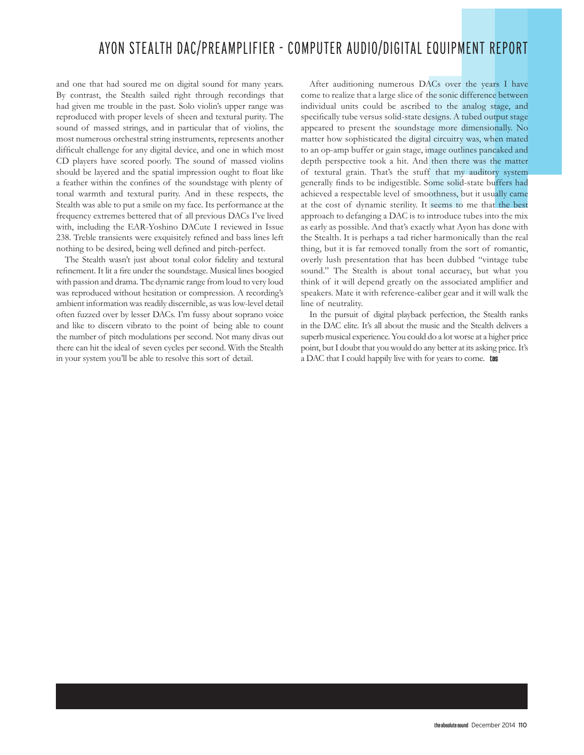and one that had soured me on digital sound for many years. By contrast, the Stealth sailed right through recordings that had given me trouble in the past. Solo violin's upper range was reproduced with proper levels of sheen and textural purity. The sound of massed strings, and in particular that of violins, the most numerous orchestral string instruments, represents another difficult challenge for any digital device, and one in which most CD players have scored poorly. The sound of massed violins should be layered and the spatial impression ought to float like a feather within the confines of the soundstage with plenty of tonal warmth and textural purity. And in these respects, the Stealth was able to put a smile on my face. Its performance at the frequency extremes bettered that of all previous DACs I've lived with, including the EAR-Yoshino DACute I reviewed in Issue 238. Treble transients were exquisitely refined and bass lines left nothing to be desired, being well defined and pitch-perfect.

The Stealth wasn't just about tonal color fidelity and textural refinement. It lit a fire under the soundstage. Musical lines boogied with passion and drama. The dynamic range from loud to very loud was reproduced without hesitation or compression. A recording's ambient information was readily discernible, as was low-level detail often fuzzed over by lesser DACs. I'm fussy about soprano voice and like to discern vibrato to the point of being able to count the number of pitch modulations per second. Not many divas out there can hit the ideal of seven cycles per second. With the Stealth in your system you'll be able to resolve this sort of detail.

After auditioning numerous DACs over the years I have come to realize that a large slice of the sonic difference between individual units could be ascribed to the analog stage, and specifically tube versus solid-state designs. A tubed output stage appeared to present the soundstage more dimensionally. No matter how sophisticated the digital circuitry was, when mated to an op-amp buffer or gain stage, image outlines pancaked and depth perspective took a hit. And then there was the matter of textural grain. That's the stuff that my auditory system generally finds to be indigestible. Some solid-state buffers had achieved a respectable level of smoothness, but it usually came at the cost of dynamic sterility. It seems to me that the best approach to defanging a DAC is to introduce tubes into the mix as early as possible. And that's exactly what Ayon has done with the Stealth. It is perhaps a tad richer harmonically than the real thing, but it is far removed tonally from the sort of romantic, overly lush presentation that has been dubbed "vintage tube sound." The Stealth is about tonal accuracy, but what you think of it will depend greatly on the associated amplifier and speakers. Mate it with reference-caliber gear and it will walk the line of neutrality.

In the pursuit of digital playback perfection, the Stealth ranks in the DAC elite. It's all about the music and the Stealth delivers a superb musical experience. You could do a lot worse at a higher price point, but I doubt that you would do any better at its asking price. It's a DAC that I could happily live with for years to come. **tas**